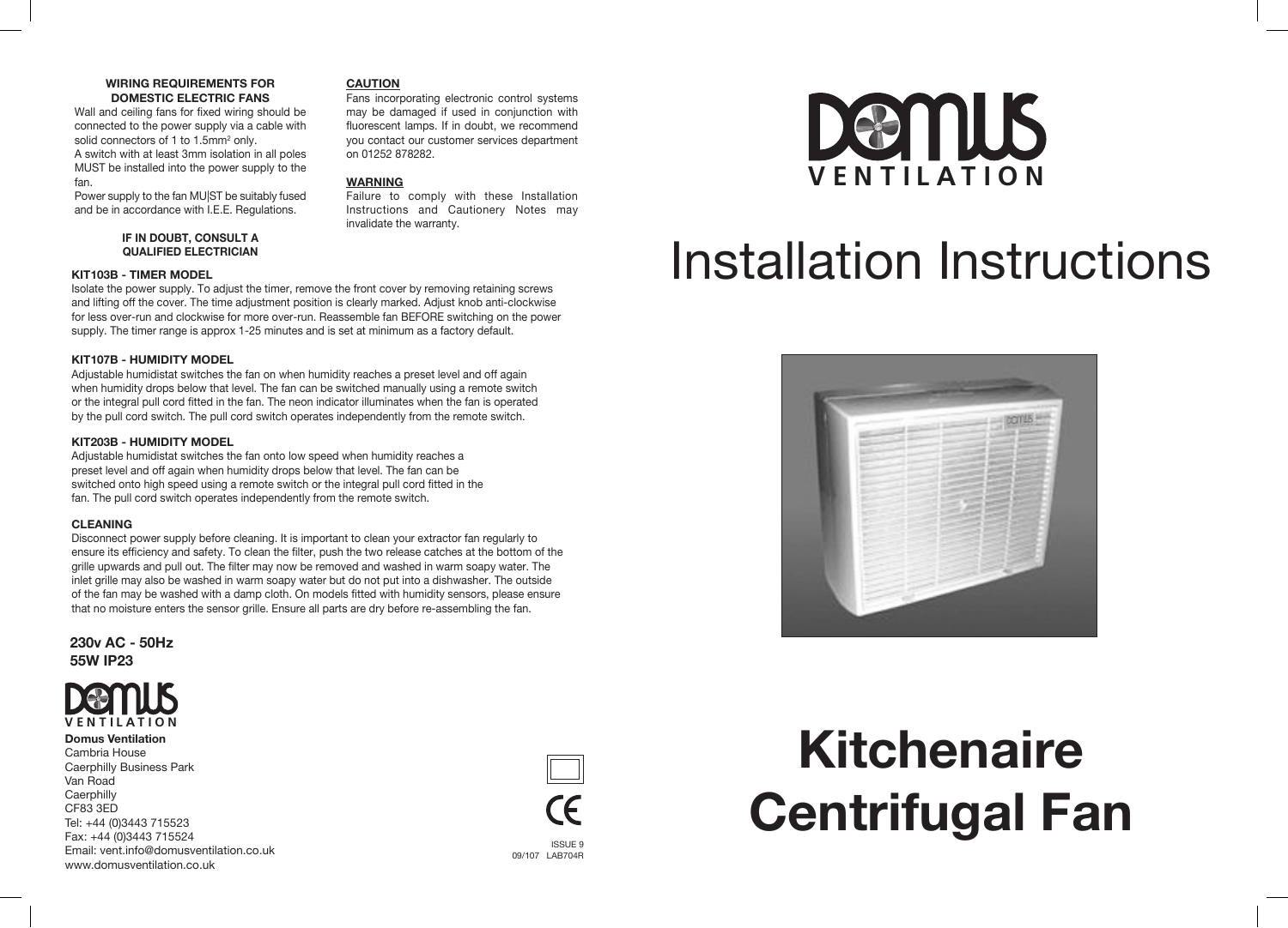**WIRING REQUIREMENTS FOR DOMESTIC ELECTRIC FANS**

Wall and ceiling fans for fixed wiring should be connected to the power supply via a cable with solid connectors of 1 to 1.5mm$^2$ only.

A switch with at least 3mm isolation in all poles MUST be installed into the power supply to the fan.

Power supply to the fan MU|ST be suitably fused and be in accordance with I.E.E. Regulations.

**IF IN DOUBT, CONSULT A QUALIFIED ELECTRICIAN**

**CAUTION**

Fans incorporating electronic control systems may be damaged if used in conjunction with fluorescent lamps. If in doubt, we recommend you contact our customer services department on 01252 878282.

**WARNING**

Failure to comply with these Installation Instructions and Cautionery Notes may invalidate the warranty.

**KIT103B - TIMER MODEL**

Isolate the power supply. To adjust the timer, remove the front cover by removing retaining screws and lifting off the cover. The time adjustment position is clearly marked. Adjust knob anti-clockwise for less over-run and clockwise for more over-run. Reassemble fan BEFORE switching on the power supply. The timer range is approx 1-25 minutes and is set at minimum as a factory default.

**KIT107B - HUMIDITY MODEL**

Adjustable humidistat switches the fan on when humidity reaches a preset level and off again when humidity drops below that level. The fan can be switched manually using a remote switch or the integral pull cord fitted in the fan. The neon indicator illuminates when the fan is operated by the pull cord switch. The pull cord switch operates independently from the remote switch.

**KIT203B - HUMIDITY MODEL**

Adjustable humidistat switches the fan onto low speed when humidity reaches a preset level and off again when humidity drops below that level. The fan can be switched onto high speed using a remote switch or the integral pull cord fitted in the fan. The pull cord switch operates independently from the remote switch.

**CLEANING**

Disconnect power supply before cleaning. It is important to clean your extractor fan regularly to ensure its efficiency and safety. To clean the filter, push the two release catches at the bottom of the grille upwards and pull out. The filter may now be removed and washed in warm soapy water. The inlet grille may also be washed in warm soapy water but do not put into a dishwasher. The outside of the fan may be washed with a damp cloth. On models fitted with humidity sensors, please ensure that no moisture enters the sensor grille. Ensure all parts are dry before re-assembling the fan.

**230v AC - 50Hz**
**55W IP23**

DOMUS VENTILATION

**Domus Ventilation**
Cambria House
Caerphilly Business Park
Van Road
Caerphilly
CF83 3ED
Tel: +44 (0)3443 715523
Fax: +44 (0)3443 715524
Email: vent.info@domusventilation.co.uk
www.domusventilation.co.uk

CE

ISSUE 9
09/107 LAB704R

DOMUS VENTILATION

# Installation Instructions

# Kitchenaire Centrifugal Fan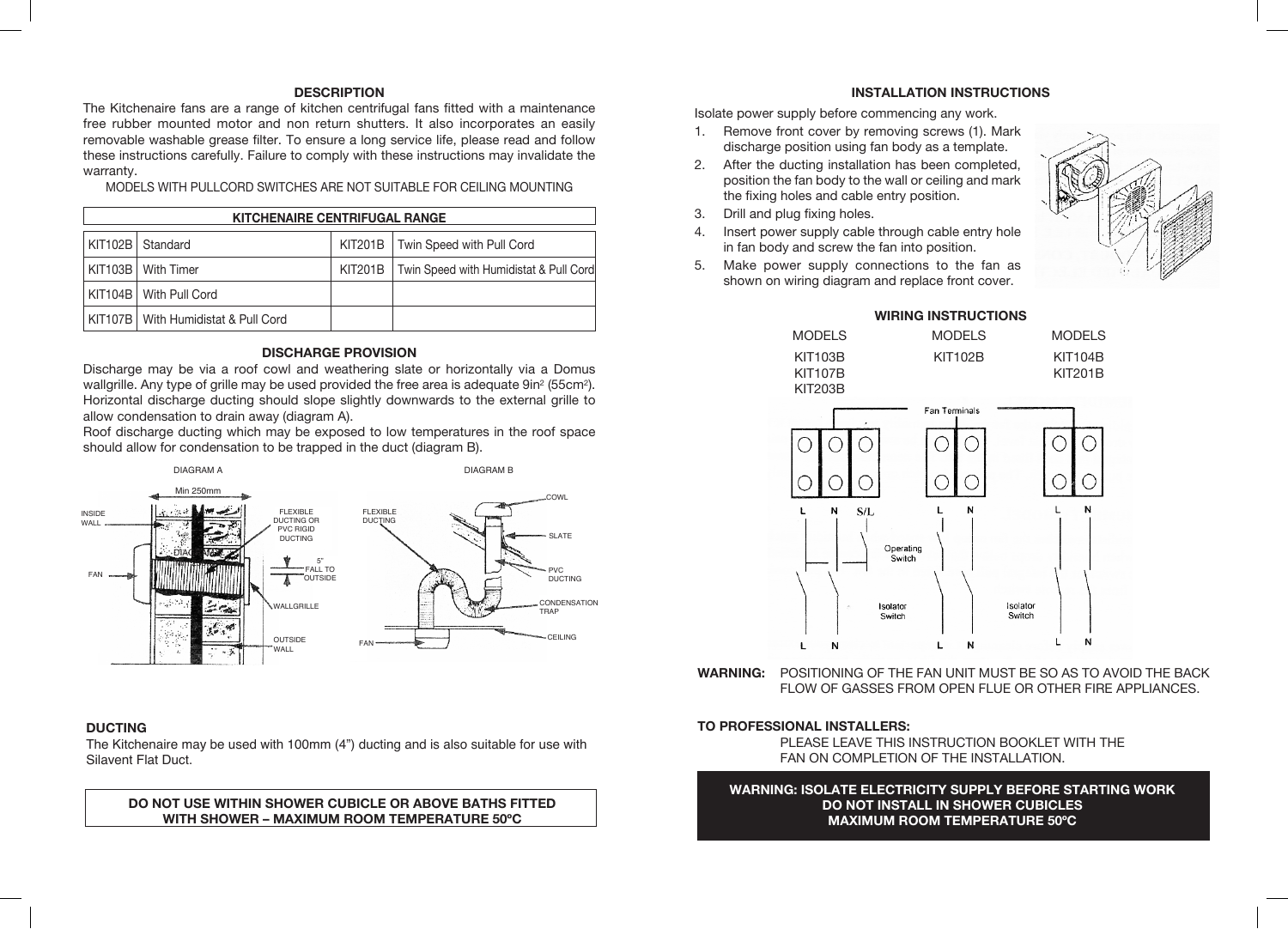## DESCRIPTION

The Kitchenaire fans are a range of kitchen centrifugal fans fitted with a maintenance free rubber mounted motor and non return shutters. It also incorporates an easily removable washable grease filter. To ensure a long service life, please read and follow these instructions carefully. Failure to comply with these instructions may invalidate the warranty.

MODELS WITH PULLCORD SWITCHES ARE NOT SUITABLE FOR CEILING MOUNTING

| KITCHENAIRE CENTRIFUGAL RANGE | | | |
|---|---|---|---|
| KIT102B | Standard | KIT201B | Twin Speed with Pull Cord |
| KIT103B | With Timer | KIT201B | Twin Speed with Humidistat & Pull Cord |
| KIT104B | With Pull Cord | | |
| KIT107B | With Humidistat & Pull Cord | | |

## DISCHARGE PROVISION

Discharge may be via a roof cowl and weathering slate or horizontally via a Domus wallgrille. Any type of grille may be used provided the free area is adequate 9in² (55cm²). Horizontal discharge ducting should slope slightly downwards to the external grille to allow condensation to drain away (diagram A).

Roof discharge ducting which may be exposed to low temperatures in the roof space should allow for condensation to be trapped in the duct (diagram B).

DIAGRAM A

Min 250mm
INSIDE WALL
FAN
FLEXIBLE DUCTING OR PVC RIGID DUCTING
5° FALL TO OUTSIDE
WALLGRILLE
OUTSIDE WALL

DIAGRAM B

FLEXIBLE DUCTING
COWL
SLATE
PVC DUCTING
CONDENSATION TRAP
CEILING
FAN

## DUCTING

The Kitchenaire may be used with 100mm (4") ducting and is also suitable for use with Silavent Flat Duct.

**DO NOT USE WITHIN SHOWER CUBICLE OR ABOVE BATHS FITTED WITH SHOWER – MAXIMUM ROOM TEMPERATURE 50ºC**

## INSTALLATION INSTRUCTIONS

Isolate power supply before commencing any work.

1. Remove front cover by removing screws (1). Mark discharge position using fan body as a template.
2. After the ducting installation has been completed, position the fan body to the wall or ceiling and mark the fixing holes and cable entry position.
3. Drill and plug fixing holes.
4. Insert power supply cable through cable entry hole in fan body and screw the fan into position.
5. Make power supply connections to the fan as shown on wiring diagram and replace front cover.

## WIRING INSTRUCTIONS

| MODELS | MODELS | MODELS |
|---|---|---|
| KIT103B<br>KIT107B<br>KIT203B | KIT102B | KIT104B<br>KIT201B |

Fan Terminals
L N S/L
L N
L N
Operating Switch
Isolator Switch
Isolator Switch
L N
L N
L N

**WARNING:** POSITIONING OF THE FAN UNIT MUST BE SO AS TO AVOID THE BACK FLOW OF GASSES FROM OPEN FLUE OR OTHER FIRE APPLIANCES.

**TO PROFESSIONAL INSTALLERS:**

PLEASE LEAVE THIS INSTRUCTION BOOKLET WITH THE FAN ON COMPLETION OF THE INSTALLATION.

**WARNING: ISOLATE ELECTRICITY SUPPLY BEFORE STARTING WORK**
**DO NOT INSTALL IN SHOWER CUBICLES**
**MAXIMUM ROOM TEMPERATURE 50ºC**